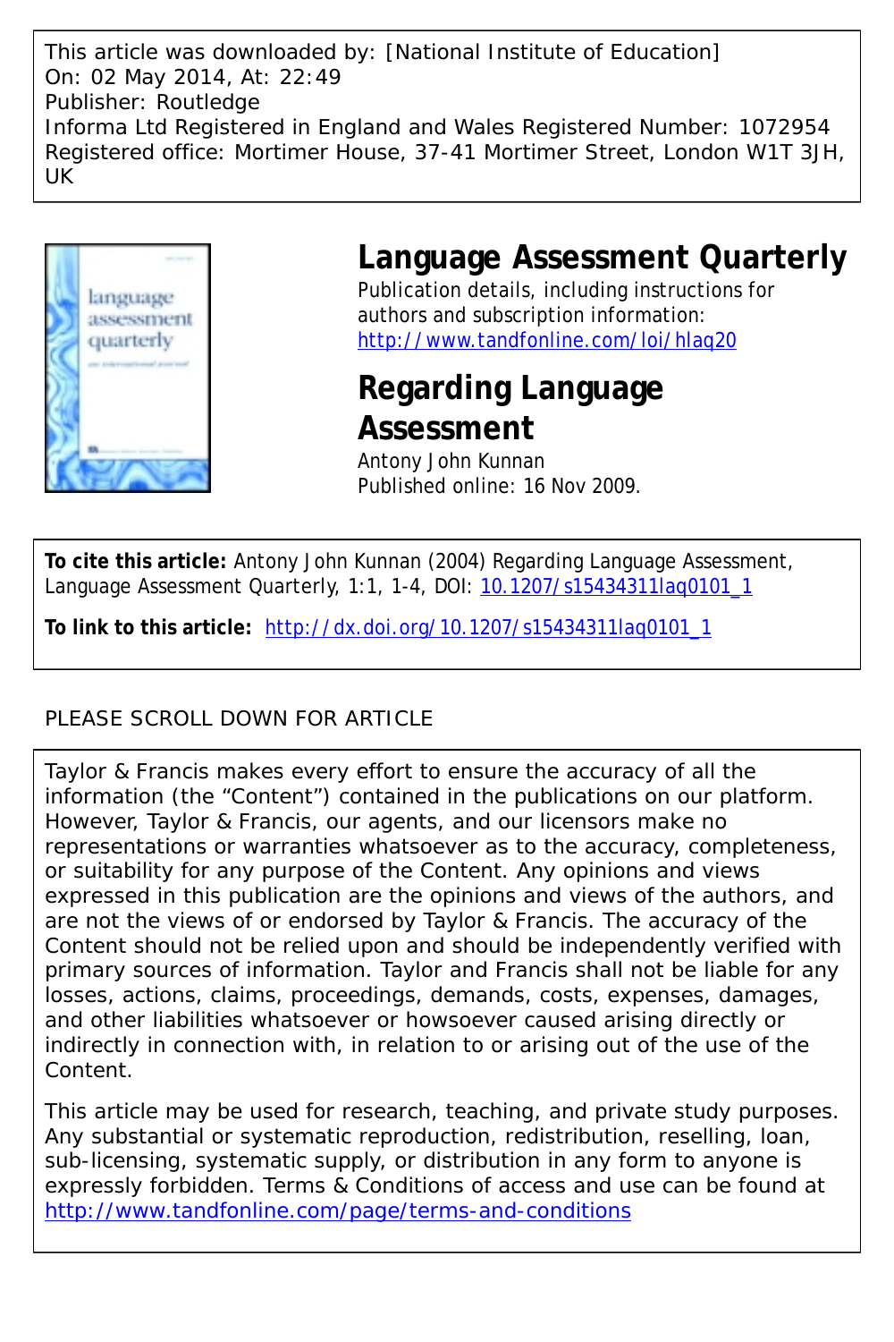This article was downloaded by: [National Institute of Education]
On: 02 May 2014, At: 22:49
Publisher: Routledge
Informa Ltd Registered in England and Wales Registered Number: 1072954
Registered office: Mortimer House, 37-41 Mortimer Street, London W1T 3JH, UK

# Language Assessment Quarterly

Publication details, including instructions for authors and subscription information:
http://www.tandfonline.com/loi/hlaq20

## Regarding Language Assessment

Antony John Kunnan
Published online: 16 Nov 2009.

**To cite this article:** Antony John Kunnan (2004) Regarding Language Assessment, Language Assessment Quarterly, 1:1, 1-4, DOI: 10.1207/s15434311laq0101_1

**To link to this article:** http://dx.doi.org/10.1207/s15434311laq0101_1

PLEASE SCROLL DOWN FOR ARTICLE

Taylor & Francis makes every effort to ensure the accuracy of all the information (the "Content") contained in the publications on our platform. However, Taylor & Francis, our agents, and our licensors make no representations or warranties whatsoever as to the accuracy, completeness, or suitability for any purpose of the Content. Any opinions and views expressed in this publication are the opinions and views of the authors, and are not the views of or endorsed by Taylor & Francis. The accuracy of the Content should not be relied upon and should be independently verified with primary sources of information. Taylor and Francis shall not be liable for any losses, actions, claims, proceedings, demands, costs, expenses, damages, and other liabilities whatsoever or howsoever caused arising directly or indirectly in connection with, in relation to or arising out of the use of the Content.

This article may be used for research, teaching, and private study purposes. Any substantial or systematic reproduction, redistribution, reselling, loan, sub-licensing, systematic supply, or distribution in any form to anyone is expressly forbidden. Terms & Conditions of access and use can be found at http://www.tandfonline.com/page/terms-and-conditions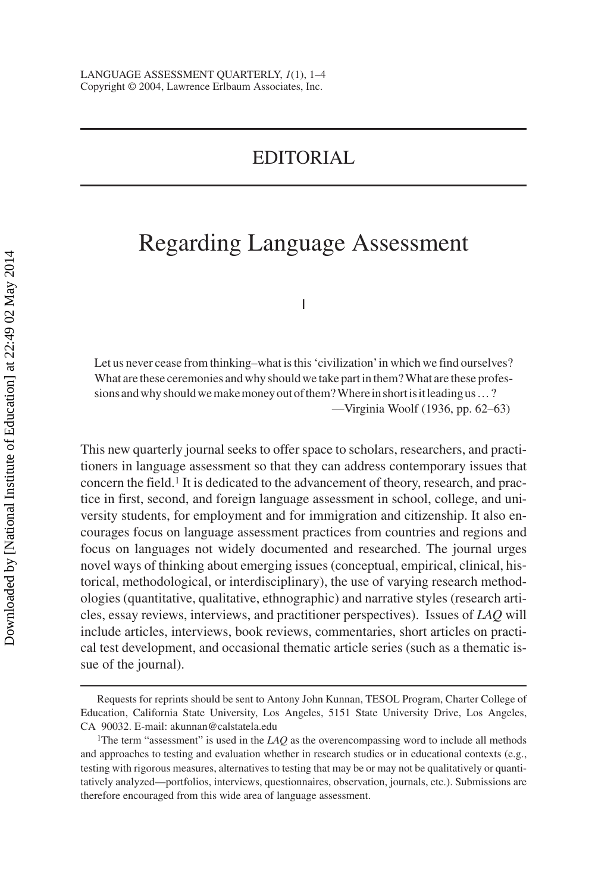# EDITORIAL

## Regarding Language Assessment

I

> Let us never cease from thinking–what is this 'civilization' in which we find ourselves? What are these ceremonies and why should we take part in them? What are these professions and why should we make money out of them? Where in short is it leading us … ?
>
> —Virginia Woolf (1936, pp. 62–63)

This new quarterly journal seeks to offer space to scholars, researchers, and practitioners in language assessment so that they can address contemporary issues that concern the field.[1] It is dedicated to the advancement of theory, research, and practice in first, second, and foreign language assessment in school, college, and university students, for employment and for immigration and citizenship. It also encourages focus on language assessment practices from countries and regions and focus on languages not widely documented and researched. The journal urges novel ways of thinking about emerging issues (conceptual, empirical, clinical, historical, methodological, or interdisciplinary), the use of varying research methodologies (quantitative, qualitative, ethnographic) and narrative styles (research articles, essay reviews, interviews, and practitioner perspectives). Issues of *LAQ* will include articles, interviews, book reviews, commentaries, short articles on practical test development, and occasional thematic article series (such as a thematic issue of the journal).

---

Requests for reprints should be sent to Antony John Kunnan, TESOL Program, Charter College of Education, California State University, Los Angeles, 5151 State University Drive, Los Angeles, CA 90032. E-mail: akunnan@calstatela.edu

[1]The term "assessment" is used in the *LAQ* as the overencompassing word to include all methods and approaches to testing and evaluation whether in research studies or in educational contexts (e.g., testing with rigorous measures, alternatives to testing that may be or may not be qualitatively or quantitatively analyzed—portfolios, interviews, questionnaires, observation, journals, etc.). Submissions are therefore encouraged from this wide area of language assessment.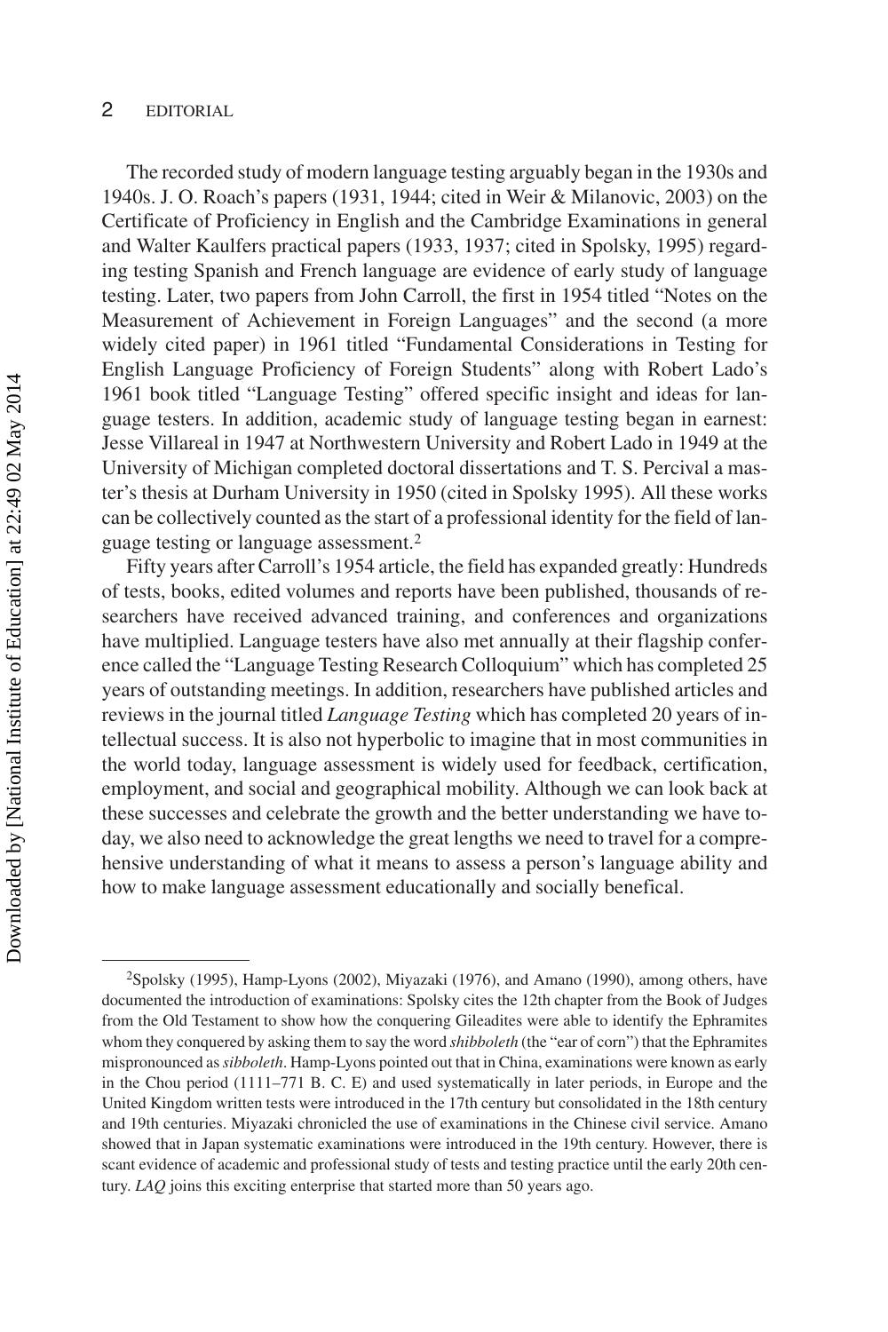The recorded study of modern language testing arguably began in the 1930s and 1940s. J. O. Roach's papers (1931, 1944; cited in Weir & Milanovic, 2003) on the Certificate of Proficiency in English and the Cambridge Examinations in general and Walter Kaulfers practical papers (1933, 1937; cited in Spolsky, 1995) regarding testing Spanish and French language are evidence of early study of language testing. Later, two papers from John Carroll, the first in 1954 titled "Notes on the Measurement of Achievement in Foreign Languages" and the second (a more widely cited paper) in 1961 titled "Fundamental Considerations in Testing for English Language Proficiency of Foreign Students" along with Robert Lado's 1961 book titled "Language Testing" offered specific insight and ideas for language testers. In addition, academic study of language testing began in earnest: Jesse Villareal in 1947 at Northwestern University and Robert Lado in 1949 at the University of Michigan completed doctoral dissertations and T. S. Percival a master's thesis at Durham University in 1950 (cited in Spolsky 1995). All these works can be collectively counted as the start of a professional identity for the field of language testing or language assessment.[2]

Fifty years after Carroll's 1954 article, the field has expanded greatly: Hundreds of tests, books, edited volumes and reports have been published, thousands of researchers have received advanced training, and conferences and organizations have multiplied. Language testers have also met annually at their flagship conference called the "Language Testing Research Colloquium" which has completed 25 years of outstanding meetings. In addition, researchers have published articles and reviews in the journal titled *Language Testing* which has completed 20 years of intellectual success. It is also not hyperbolic to imagine that in most communities in the world today, language assessment is widely used for feedback, certification, employment, and social and geographical mobility. Although we can look back at these successes and celebrate the growth and the better understanding we have today, we also need to acknowledge the great lengths we need to travel for a comprehensive understanding of what it means to assess a person's language ability and how to make language assessment educationally and socially benefical.

---

[2]Spolsky (1995), Hamp-Lyons (2002), Miyazaki (1976), and Amano (1990), among others, have documented the introduction of examinations: Spolsky cites the 12th chapter from the Book of Judges from the Old Testament to show how the conquering Gileadites were able to identify the Ephramites whom they conquered by asking them to say the word *shibboleth* (the "ear of corn") that the Ephramites mispronounced as *sibboleth*. Hamp-Lyons pointed out that in China, examinations were known as early in the Chou period (1111–771 B. C. E) and used systematically in later periods, in Europe and the United Kingdom written tests were introduced in the 17th century but consolidated in the 18th century and 19th centuries. Miyazaki chronicled the use of examinations in the Chinese civil service. Amano showed that in Japan systematic examinations were introduced in the 19th century. However, there is scant evidence of academic and professional study of tests and testing practice until the early 20th century. *LAQ* joins this exciting enterprise that started more than 50 years ago.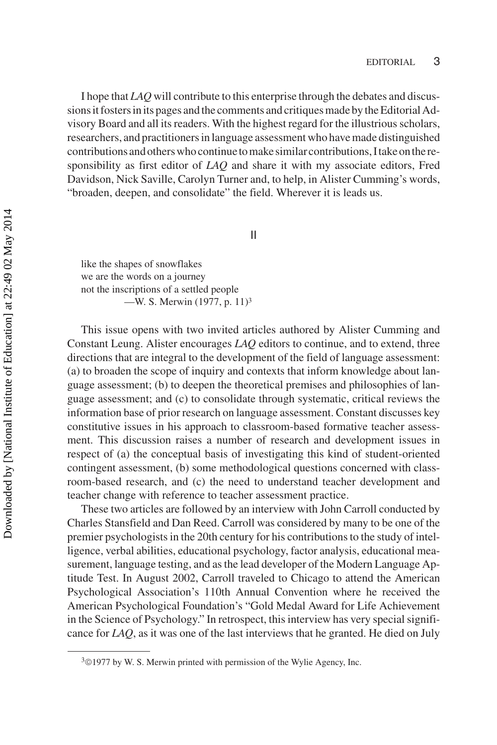I hope that *LAQ* will contribute to this enterprise through the debates and discussions it fosters in its pages and the comments and critiques made by the Editorial Advisory Board and all its readers. With the highest regard for the illustrious scholars, researchers, and practitioners in language assessment who have made distinguished contributions and others who continue to make similar contributions, I take on the responsibility as first editor of *LAQ* and share it with my associate editors, Fred Davidson, Nick Saville, Carolyn Turner and, to help, in Alister Cumming's words, "broaden, deepen, and consolidate" the field. Wherever it is leads us.

## II

> like the shapes of snowflakes
> we are the words on a journey
> not the inscriptions of a settled people
> —W. S. Merwin (1977, p. 11)[3]

This issue opens with two invited articles authored by Alister Cumming and Constant Leung. Alister encourages *LAQ* editors to continue, and to extend, three directions that are integral to the development of the field of language assessment: (a) to broaden the scope of inquiry and contexts that inform knowledge about language assessment; (b) to deepen the theoretical premises and philosophies of language assessment; and (c) to consolidate through systematic, critical reviews the information base of prior research on language assessment. Constant discusses key constitutive issues in his approach to classroom-based formative teacher assessment. This discussion raises a number of research and development issues in respect of (a) the conceptual basis of investigating this kind of student-oriented contingent assessment, (b) some methodological questions concerned with classroom-based research, and (c) the need to understand teacher development and teacher change with reference to teacher assessment practice.

These two articles are followed by an interview with John Carroll conducted by Charles Stansfield and Dan Reed. Carroll was considered by many to be one of the premier psychologists in the 20th century for his contributions to the study of intelligence, verbal abilities, educational psychology, factor analysis, educational measurement, language testing, and as the lead developer of the Modern Language Aptitude Test. In August 2002, Carroll traveled to Chicago to attend the American Psychological Association's 110th Annual Convention where he received the American Psychological Foundation's "Gold Medal Award for Life Achievement in the Science of Psychology." In retrospect, this interview has very special significance for *LAQ*, as it was one of the last interviews that he granted. He died on July

[3]©1977 by W. S. Merwin printed with permission of the Wylie Agency, Inc.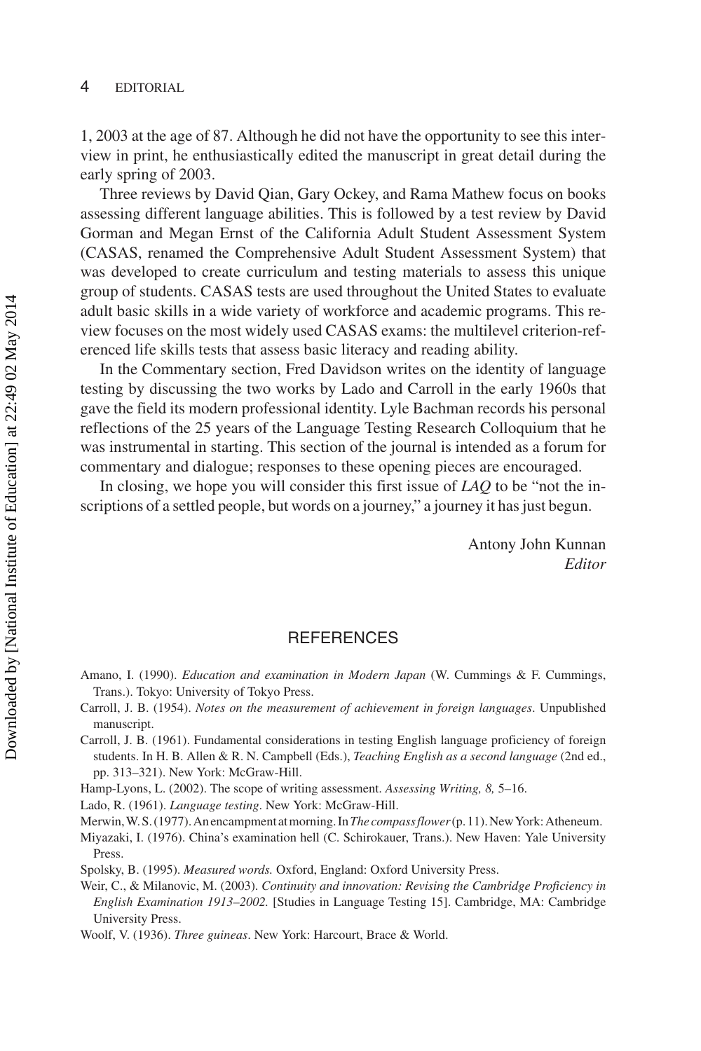1, 2003 at the age of 87. Although he did not have the opportunity to see this interview in print, he enthusiastically edited the manuscript in great detail during the early spring of 2003.

Three reviews by David Qian, Gary Ockey, and Rama Mathew focus on books assessing different language abilities. This is followed by a test review by David Gorman and Megan Ernst of the California Adult Student Assessment System (CASAS, renamed the Comprehensive Adult Student Assessment System) that was developed to create curriculum and testing materials to assess this unique group of students. CASAS tests are used throughout the United States to evaluate adult basic skills in a wide variety of workforce and academic programs. This review focuses on the most widely used CASAS exams: the multilevel criterion-referenced life skills tests that assess basic literacy and reading ability.

In the Commentary section, Fred Davidson writes on the identity of language testing by discussing the two works by Lado and Carroll in the early 1960s that gave the field its modern professional identity. Lyle Bachman records his personal reflections of the 25 years of the Language Testing Research Colloquium that he was instrumental in starting. This section of the journal is intended as a forum for commentary and dialogue; responses to these opening pieces are encouraged.

In closing, we hope you will consider this first issue of *LAQ* to be "not the inscriptions of a settled people, but words on a journey," a journey it has just begun.

Antony John Kunnan
*Editor*

## REFERENCES

Amano, I. (1990). *Education and examination in Modern Japan* (W. Cummings & F. Cummings, Trans.). Tokyo: University of Tokyo Press.

Carroll, J. B. (1954). *Notes on the measurement of achievement in foreign languages*. Unpublished manuscript.

Carroll, J. B. (1961). Fundamental considerations in testing English language proficiency of foreign students. In H. B. Allen & R. N. Campbell (Eds.), *Teaching English as a second language* (2nd ed., pp. 313–321). New York: McGraw-Hill.

Hamp-Lyons, L. (2002). The scope of writing assessment. *Assessing Writing, 8,* 5–16.

Lado, R. (1961). *Language testing*. New York: McGraw-Hill.

Merwin, W. S. (1977). An encampment at morning. In *The compass flower* (p. 11). New York: Atheneum.

Miyazaki, I. (1976). China's examination hell (C. Schirokauer, Trans.). New Haven: Yale University Press.

Spolsky, B. (1995). *Measured words.* Oxford, England: Oxford University Press.

Weir, C., & Milanovic, M. (2003). *Continuity and innovation: Revising the Cambridge Proficiency in English Examination 1913–2002.* [Studies in Language Testing 15]. Cambridge, MA: Cambridge University Press.

Woolf, V. (1936). *Three guineas*. New York: Harcourt, Brace & World.